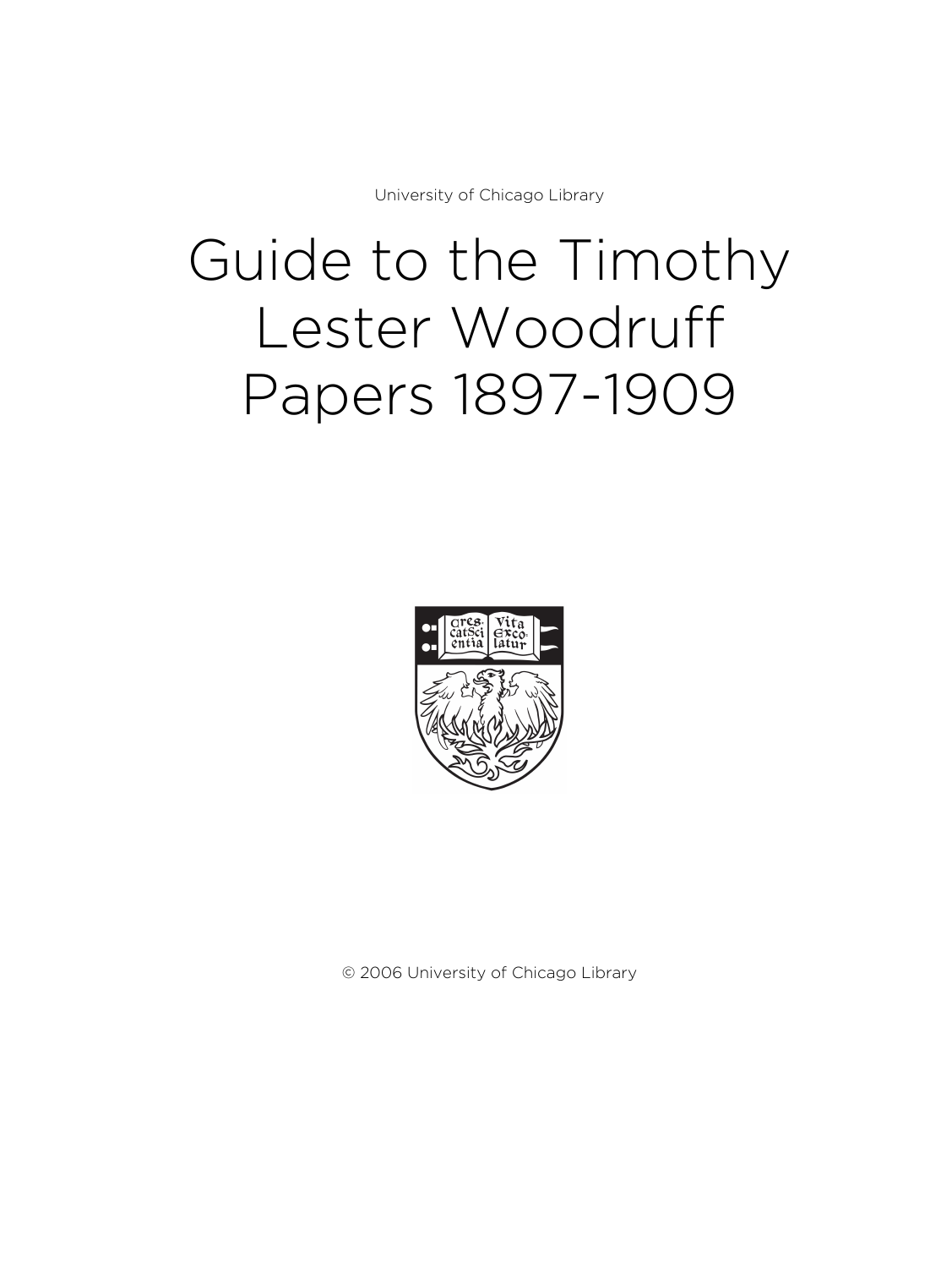University of Chicago Library

# Guide to the Timothy Lester Woodruff Papers 1897-1909

© 2006 University of Chicago Library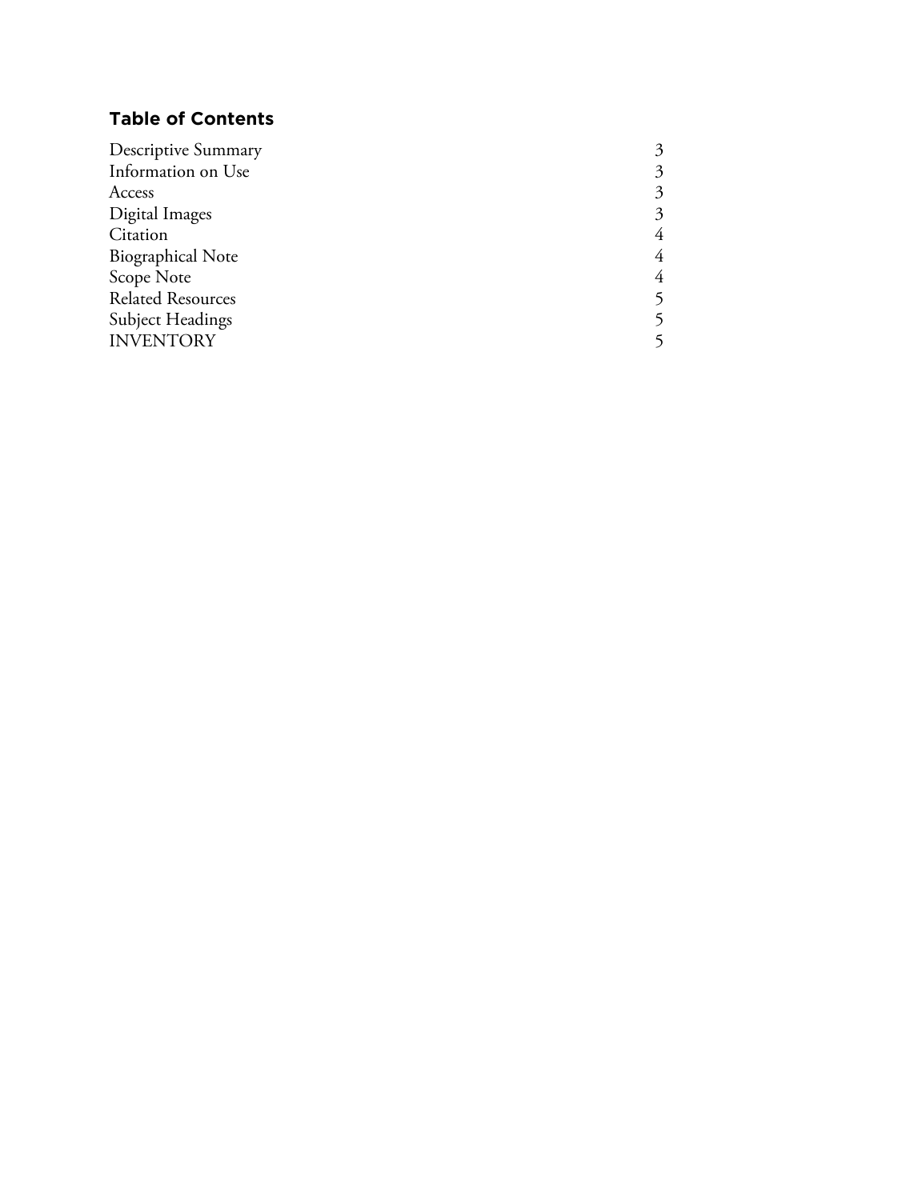## Table of Contents

| | |
|---|---|
| Descriptive Summary | 3 |
| Information on Use | 3 |
| Access | 3 |
| Digital Images | 3 |
| Citation | 4 |
| Biographical Note | 4 |
| Scope Note | 4 |
| Related Resources | 5 |
| Subject Headings | 5 |
| INVENTORY | 5 |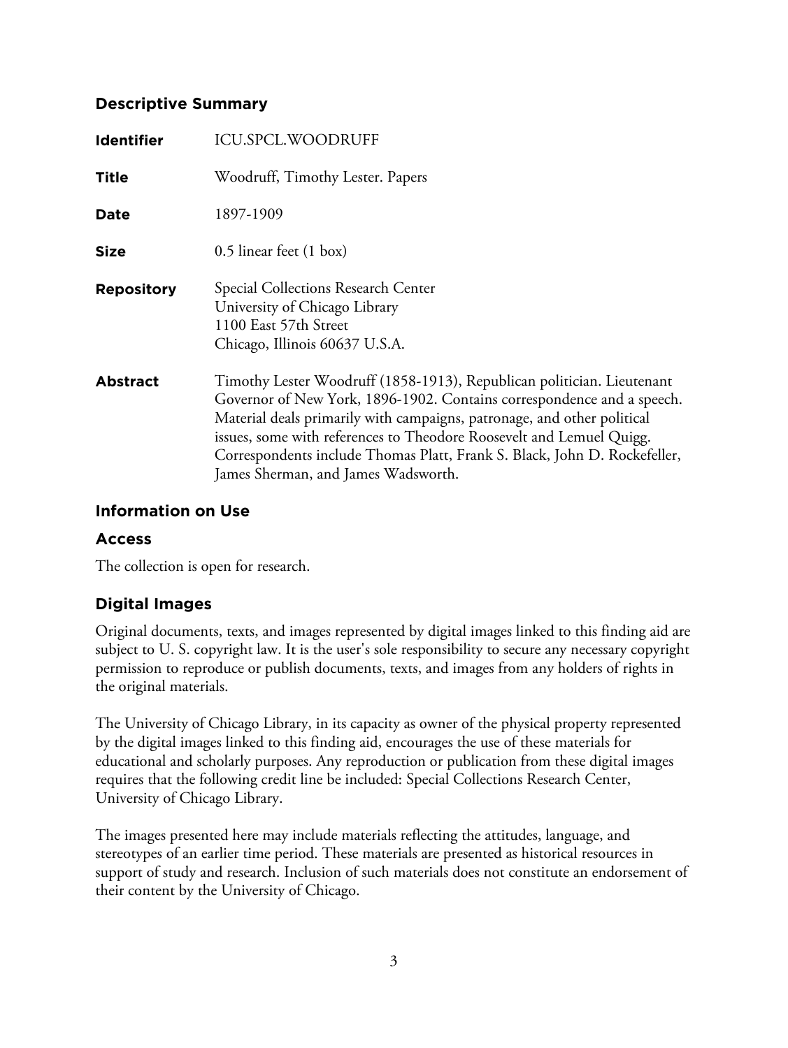## Descriptive Summary

| | |
|---|---|
| **Identifier** | ICU.SPCL.WOODRUFF |
| **Title** | Woodruff, Timothy Lester. Papers |
| **Date** | 1897-1909 |
| **Size** | 0.5 linear feet (1 box) |
| **Repository** | Special Collections Research Center<br>University of Chicago Library<br>1100 East 57th Street<br>Chicago, Illinois 60637 U.S.A. |
| **Abstract** | Timothy Lester Woodruff (1858-1913), Republican politician. Lieutenant Governor of New York, 1896-1902. Contains correspondence and a speech. Material deals primarily with campaigns, patronage, and other political issues, some with references to Theodore Roosevelt and Lemuel Quigg. Correspondents include Thomas Platt, Frank S. Black, John D. Rockefeller, James Sherman, and James Wadsworth. |

## Information on Use

### Access

The collection is open for research.

### Digital Images

Original documents, texts, and images represented by digital images linked to this finding aid are subject to U. S. copyright law. It is the user's sole responsibility to secure any necessary copyright permission to reproduce or publish documents, texts, and images from any holders of rights in the original materials.

The University of Chicago Library, in its capacity as owner of the physical property represented by the digital images linked to this finding aid, encourages the use of these materials for educational and scholarly purposes. Any reproduction or publication from these digital images requires that the following credit line be included: Special Collections Research Center, University of Chicago Library.

The images presented here may include materials reflecting the attitudes, language, and stereotypes of an earlier time period. These materials are presented as historical resources in support of study and research. Inclusion of such materials does not constitute an endorsement of their content by the University of Chicago.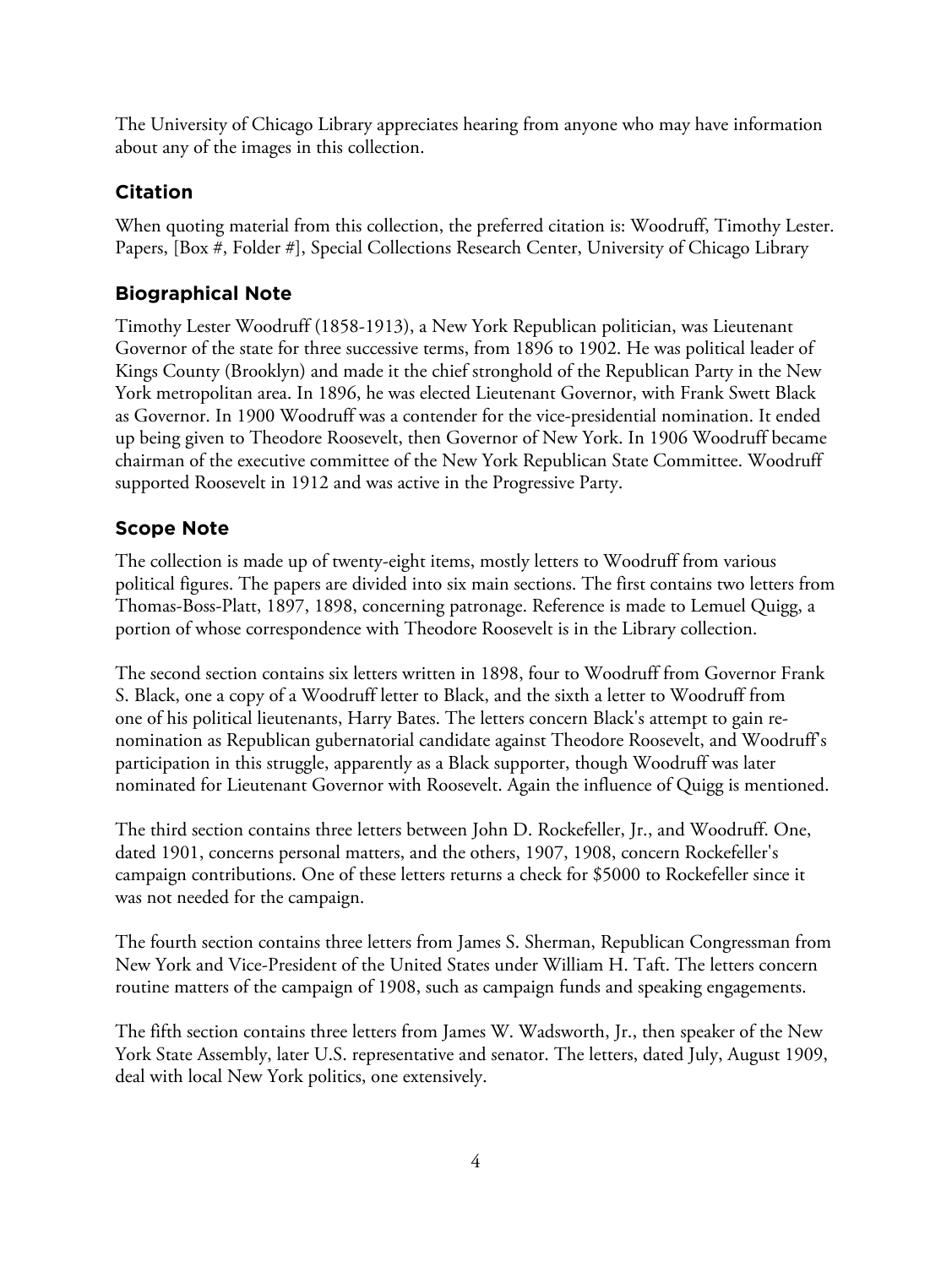The University of Chicago Library appreciates hearing from anyone who may have information about any of the images in this collection.

## Citation

When quoting material from this collection, the preferred citation is: Woodruff, Timothy Lester. Papers, [Box #, Folder #], Special Collections Research Center, University of Chicago Library

## Biographical Note

Timothy Lester Woodruff (1858-1913), a New York Republican politician, was Lieutenant Governor of the state for three successive terms, from 1896 to 1902. He was political leader of Kings County (Brooklyn) and made it the chief stronghold of the Republican Party in the New York metropolitan area. In 1896, he was elected Lieutenant Governor, with Frank Swett Black as Governor. In 1900 Woodruff was a contender for the vice-presidential nomination. It ended up being given to Theodore Roosevelt, then Governor of New York. In 1906 Woodruff became chairman of the executive committee of the New York Republican State Committee. Woodruff supported Roosevelt in 1912 and was active in the Progressive Party.

## Scope Note

The collection is made up of twenty-eight items, mostly letters to Woodruff from various political figures. The papers are divided into six main sections. The first contains two letters from Thomas-Boss-Platt, 1897, 1898, concerning patronage. Reference is made to Lemuel Quigg, a portion of whose correspondence with Theodore Roosevelt is in the Library collection.

The second section contains six letters written in 1898, four to Woodruff from Governor Frank S. Black, one a copy of a Woodruff letter to Black, and the sixth a letter to Woodruff from one of his political lieutenants, Harry Bates. The letters concern Black's attempt to gain re-nomination as Republican gubernatorial candidate against Theodore Roosevelt, and Woodruff's participation in this struggle, apparently as a Black supporter, though Woodruff was later nominated for Lieutenant Governor with Roosevelt. Again the influence of Quigg is mentioned.

The third section contains three letters between John D. Rockefeller, Jr., and Woodruff. One, dated 1901, concerns personal matters, and the others, 1907, 1908, concern Rockefeller's campaign contributions. One of these letters returns a check for $5000 to Rockefeller since it was not needed for the campaign.

The fourth section contains three letters from James S. Sherman, Republican Congressman from New York and Vice-President of the United States under William H. Taft. The letters concern routine matters of the campaign of 1908, such as campaign funds and speaking engagements.

The fifth section contains three letters from James W. Wadsworth, Jr., then speaker of the New York State Assembly, later U.S. representative and senator. The letters, dated July, August 1909, deal with local New York politics, one extensively.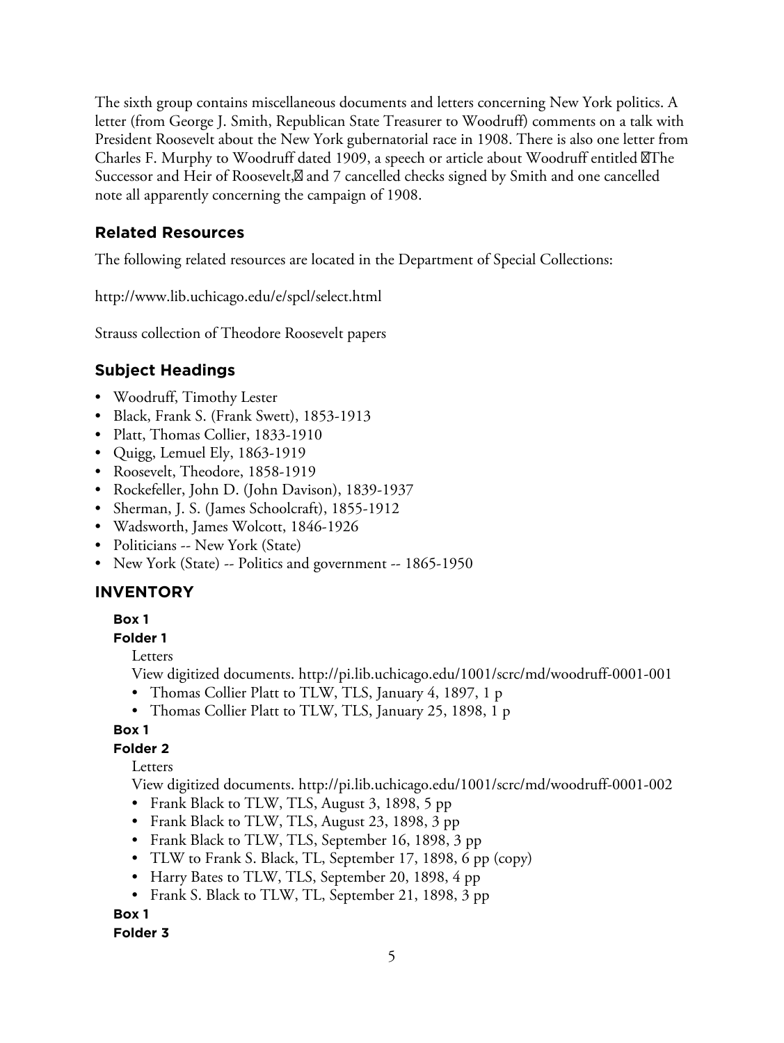The sixth group contains miscellaneous documents and letters concerning New York politics. A letter (from George J. Smith, Republican State Treasurer to Woodruff) comments on a talk with President Roosevelt about the New York gubernatorial race in 1908. There is also one letter from Charles F. Murphy to Woodruff dated 1909, a speech or article about Woodruff entitled The Successor and Heir of Roosevelt, and 7 cancelled checks signed by Smith and one cancelled note all apparently concerning the campaign of 1908.

## Related Resources

The following related resources are located in the Department of Special Collections:

http://www.lib.uchicago.edu/e/spcl/select.html

Strauss collection of Theodore Roosevelt papers

## Subject Headings

- Woodruff, Timothy Lester
- Black, Frank S. (Frank Swett), 1853-1913
- Platt, Thomas Collier, 1833-1910
- Quigg, Lemuel Ely, 1863-1919
- Roosevelt, Theodore, 1858-1919
- Rockefeller, John D. (John Davison), 1839-1937
- Sherman, J. S. (James Schoolcraft), 1855-1912
- Wadsworth, James Wolcott, 1846-1926
- Politicians -- New York (State)
- New York (State) -- Politics and government -- 1865-1950

## INVENTORY

**Box 1**

**Folder 1**

Letters

View digitized documents. http://pi.lib.uchicago.edu/1001/scrc/md/woodruff-0001-001

- Thomas Collier Platt to TLW, TLS, January 4, 1897, 1 p
- Thomas Collier Platt to TLW, TLS, January 25, 1898, 1 p

**Box 1**

**Folder 2**

Letters

View digitized documents. http://pi.lib.uchicago.edu/1001/scrc/md/woodruff-0001-002

- Frank Black to TLW, TLS, August 3, 1898, 5 pp
- Frank Black to TLW, TLS, August 23, 1898, 3 pp
- Frank Black to TLW, TLS, September 16, 1898, 3 pp
- TLW to Frank S. Black, TL, September 17, 1898, 6 pp (copy)
- Harry Bates to TLW, TLS, September 20, 1898, 4 pp
- Frank S. Black to TLW, TL, September 21, 1898, 3 pp

**Box 1**

**Folder 3**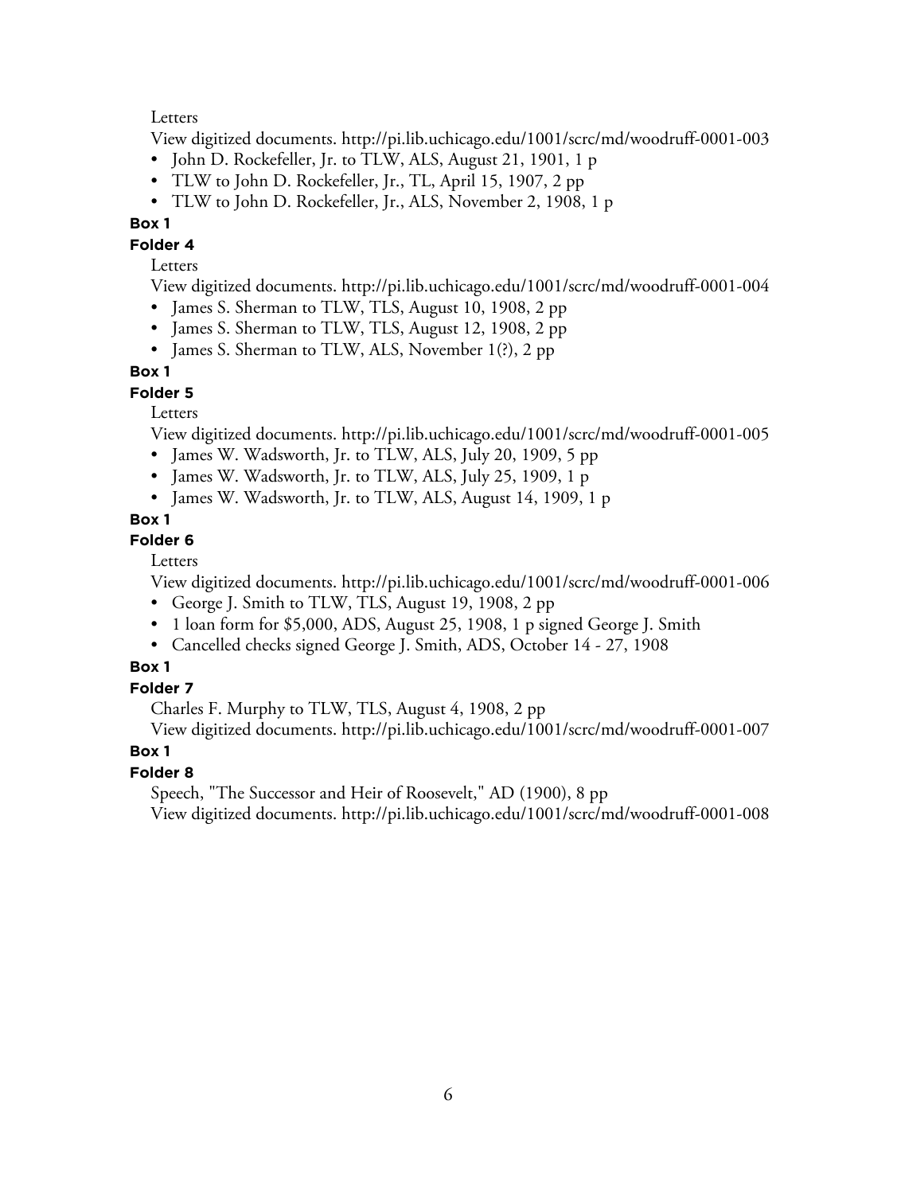Letters

View digitized documents. http://pi.lib.uchicago.edu/1001/scrc/md/woodruff-0001-003

- John D. Rockefeller, Jr. to TLW, ALS, August 21, 1901, 1 p
- TLW to John D. Rockefeller, Jr., TL, April 15, 1907, 2 pp
- TLW to John D. Rockefeller, Jr., ALS, November 2, 1908, 1 p

**Box 1**

**Folder 4**

Letters

View digitized documents. http://pi.lib.uchicago.edu/1001/scrc/md/woodruff-0001-004

- James S. Sherman to TLW, TLS, August 10, 1908, 2 pp
- James S. Sherman to TLW, TLS, August 12, 1908, 2 pp
- James S. Sherman to TLW, ALS, November 1(?), 2 pp

**Box 1**

**Folder 5**

Letters

View digitized documents. http://pi.lib.uchicago.edu/1001/scrc/md/woodruff-0001-005

- James W. Wadsworth, Jr. to TLW, ALS, July 20, 1909, 5 pp
- James W. Wadsworth, Jr. to TLW, ALS, July 25, 1909, 1 p
- James W. Wadsworth, Jr. to TLW, ALS, August 14, 1909, 1 p

**Box 1**

**Folder 6**

Letters

View digitized documents. http://pi.lib.uchicago.edu/1001/scrc/md/woodruff-0001-006

- George J. Smith to TLW, TLS, August 19, 1908, 2 pp
- 1 loan form for $5,000, ADS, August 25, 1908, 1 p signed George J. Smith
- Cancelled checks signed George J. Smith, ADS, October 14 - 27, 1908

**Box 1**

**Folder 7**

Charles F. Murphy to TLW, TLS, August 4, 1908, 2 pp

View digitized documents. http://pi.lib.uchicago.edu/1001/scrc/md/woodruff-0001-007

**Box 1**

**Folder 8**

Speech, "The Successor and Heir of Roosevelt," AD (1900), 8 pp

View digitized documents. http://pi.lib.uchicago.edu/1001/scrc/md/woodruff-0001-008